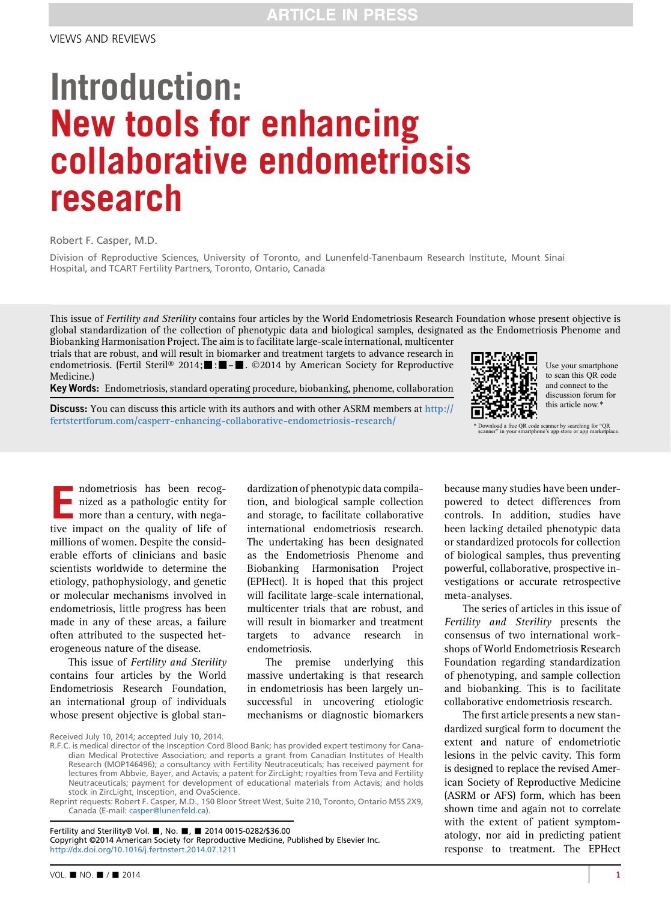VIEWS AND REVIEWS

# Introduction: New tools for enhancing collaborative endometriosis research

Robert F. Casper, M.D.

Division of Reproductive Sciences, University of Toronto, and Lunenfeld-Tanenbaum Research Institute, Mount Sinai Hospital, and TCART Fertility Partners, Toronto, Ontario, Canada

This issue of *Fertility and Sterility* contains four articles by the World Endometriosis Research Foundation whose present objective is global standardization of the collection of phenotypic data and biological samples, designated as the Endometriosis Phenome and Biobanking Harmonisation Project. The aim is to facilitate large-scale international, multicenter trials that are robust, and will result in biomarker and treatment targets to advance research in endometriosis. (Fertil Steril® 2014;■:■–■. ©2014 by American Society for Reproductive Medicine.)

**Key Words:** Endometriosis, standard operating procedure, biobanking, phenome, collaboration

**Discuss:** You can discuss this article with its authors and with other ASRM members at http://fertstertforum.com/casperr-enhancing-collaborative-endometriosis-research/

Use your smartphone to scan this QR code and connect to the discussion forum for this article now.*

\* Download a free QR code scanner by searching for "QR scanner" in your smartphone's app store or app marketplace.

Endometriosis has been recognized as a pathologic entity for more than a century, with negative impact on the quality of life of millions of women. Despite the considerable efforts of clinicians and basic scientists worldwide to determine the etiology, pathophysiology, and genetic or molecular mechanisms involved in endometriosis, little progress has been made in any of these areas, a failure often attributed to the suspected heterogeneous nature of the disease.

This issue of *Fertility and Sterility* contains four articles by the World Endometriosis Research Foundation, an international group of individuals whose present objective is global standardization of phenotypic data compilation, and biological sample collection and storage, to facilitate collaborative international endometriosis research. The undertaking has been designated as the Endometriosis Phenome and Biobanking Harmonisation Project (EPHect). It is hoped that this project will facilitate large-scale international, multicenter trials that are robust, and will result in biomarker and treatment targets to advance research in endometriosis.

The premise underlying this massive undertaking is that research in endometriosis has been largely unsuccessful in uncovering etiologic mechanisms or diagnostic biomarkers because many studies have been underpowered to detect differences from controls. In addition, studies have been lacking detailed phenotypic data or standardized protocols for collection of biological samples, thus preventing powerful, collaborative, prospective investigations or accurate retrospective meta-analyses.

The series of articles in this issue of *Fertility and Sterility* presents the consensus of two international workshops of World Endometriosis Research Foundation regarding standardization of phenotyping, and sample collection and biobanking. This is to facilitate collaborative endometriosis research.

The first article presents a new standardized surgical form to document the extent and nature of endometriotic lesions in the pelvic cavity. This form is designed to replace the revised American Society of Reproductive Medicine (ASRM or AFS) form, which has been shown time and again not to correlate with the extent of patient symptomatology, nor aid in predicting patient response to treatment. The EPHect

Received July 10, 2014; accepted July 10, 2014.

R.F.C. is medical director of the Insception Cord Blood Bank; has provided expert testimony for Canadian Medical Protective Association; and reports a grant from Canadian Institutes of Health Research (MOP146496); a consultancy with Fertility Neutraceuticals; has received payment for lectures from Abbvie, Bayer, and Actavis; a patent for ZircLight; royalties from Teva and Fertility Neutraceuticals; payment for development of educational materials from Actavis; and holds stock in ZircLight, Insception, and OvaScience.

Reprint requests: Robert F. Casper, M.D., 150 Bloor Street West, Suite 210, Toronto, Ontario M5S 2X9, Canada (E-mail: casper@lunenfeld.ca).

Fertility and Sterility® Vol. ■, No. ■, ■ 2014 0015-0282/$36.00
Copyright ©2014 American Society for Reproductive Medicine, Published by Elsevier Inc.
http://dx.doi.org/10.1016/j.fertnstert.2014.07.1211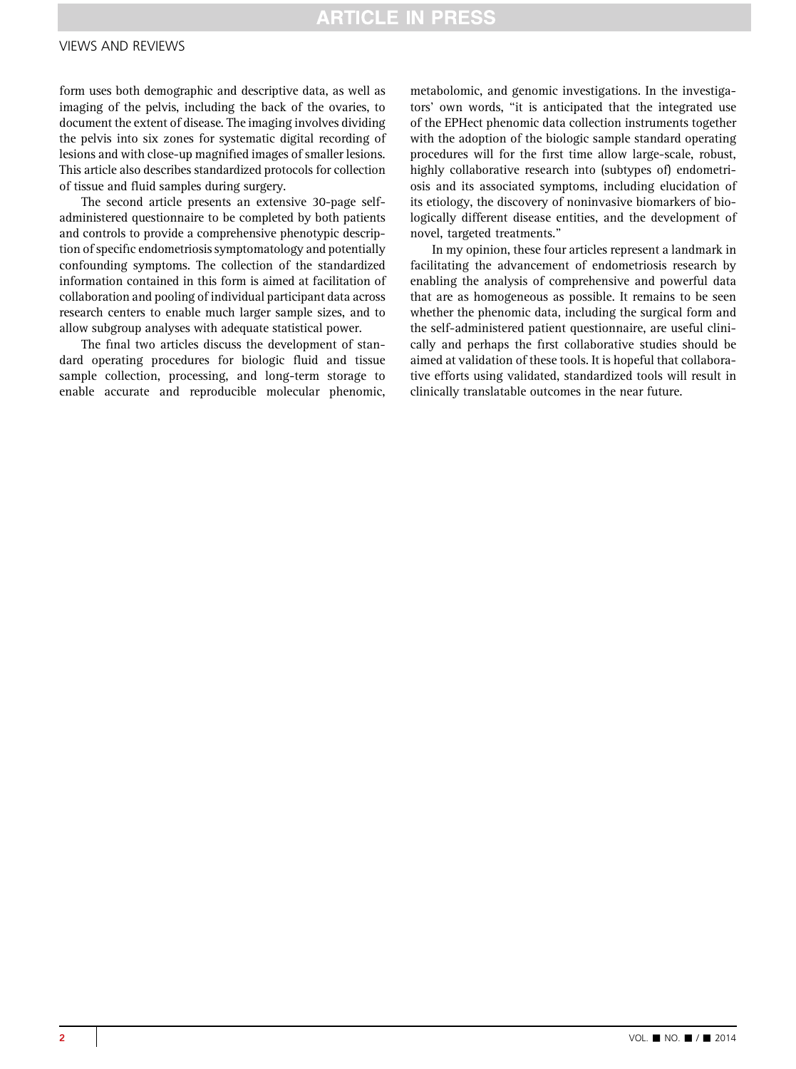form uses both demographic and descriptive data, as well as imaging of the pelvis, including the back of the ovaries, to document the extent of disease. The imaging involves dividing the pelvis into six zones for systematic digital recording of lesions and with close-up magnified images of smaller lesions. This article also describes standardized protocols for collection of tissue and fluid samples during surgery.

The second article presents an extensive 30-page self-administered questionnaire to be completed by both patients and controls to provide a comprehensive phenotypic description of specific endometriosis symptomatology and potentially confounding symptoms. The collection of the standardized information contained in this form is aimed at facilitation of collaboration and pooling of individual participant data across research centers to enable much larger sample sizes, and to allow subgroup analyses with adequate statistical power.

The final two articles discuss the development of standard operating procedures for biologic fluid and tissue sample collection, processing, and long-term storage to enable accurate and reproducible molecular phenomic, metabolomic, and genomic investigations. In the investigators' own words, "it is anticipated that the integrated use of the EPHect phenomic data collection instruments together with the adoption of the biologic sample standard operating procedures will for the first time allow large-scale, robust, highly collaborative research into (subtypes of) endometriosis and its associated symptoms, including elucidation of its etiology, the discovery of noninvasive biomarkers of biologically different disease entities, and the development of novel, targeted treatments."

In my opinion, these four articles represent a landmark in facilitating the advancement of endometriosis research by enabling the analysis of comprehensive and powerful data that are as homogeneous as possible. It remains to be seen whether the phenomic data, including the surgical form and the self-administered patient questionnaire, are useful clinically and perhaps the first collaborative studies should be aimed at validation of these tools. It is hopeful that collaborative efforts using validated, standardized tools will result in clinically translatable outcomes in the near future.